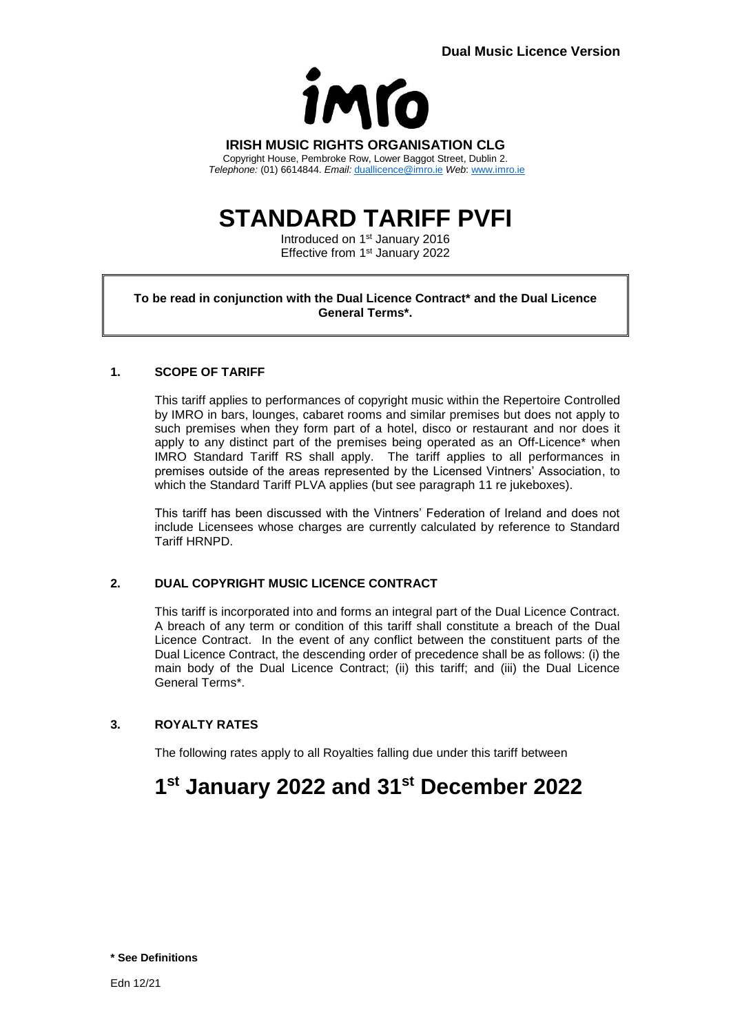**Dual Music Licence Version**

imro

**IRISH MUSIC RIGHTS ORGANISATION CLG**

Copyright House, Pembroke Row, Lower Baggot Street, Dublin 2.
*Telephone:* (01) 6614844. *Email:* duallicence@imro.ie *Web*: www.imro.ie

# STANDARD TARIFF PVFI

Introduced on 1st January 2016
Effective from 1st January 2022

**To be read in conjunction with the Dual Licence Contract* and the Dual Licence General Terms*.**

## 1. SCOPE OF TARIFF

This tariff applies to performances of copyright music within the Repertoire Controlled by IMRO in bars, lounges, cabaret rooms and similar premises but does not apply to such premises when they form part of a hotel, disco or restaurant and nor does it apply to any distinct part of the premises being operated as an Off-Licence* when IMRO Standard Tariff RS shall apply. The tariff applies to all performances in premises outside of the areas represented by the Licensed Vintners' Association, to which the Standard Tariff PLVA applies (but see paragraph 11 re jukeboxes).

This tariff has been discussed with the Vintners' Federation of Ireland and does not include Licensees whose charges are currently calculated by reference to Standard Tariff HRNPD.

## 2. DUAL COPYRIGHT MUSIC LICENCE CONTRACT

This tariff is incorporated into and forms an integral part of the Dual Licence Contract. A breach of any term or condition of this tariff shall constitute a breach of the Dual Licence Contract. In the event of any conflict between the constituent parts of the Dual Licence Contract, the descending order of precedence shall be as follows: (i) the main body of the Dual Licence Contract; (ii) this tariff; and (iii) the Dual Licence General Terms*.

## 3. ROYALTY RATES

The following rates apply to all Royalties falling due under this tariff between

# 1st January 2022 and 31st December 2022

**\* See Definitions**

Edn 12/21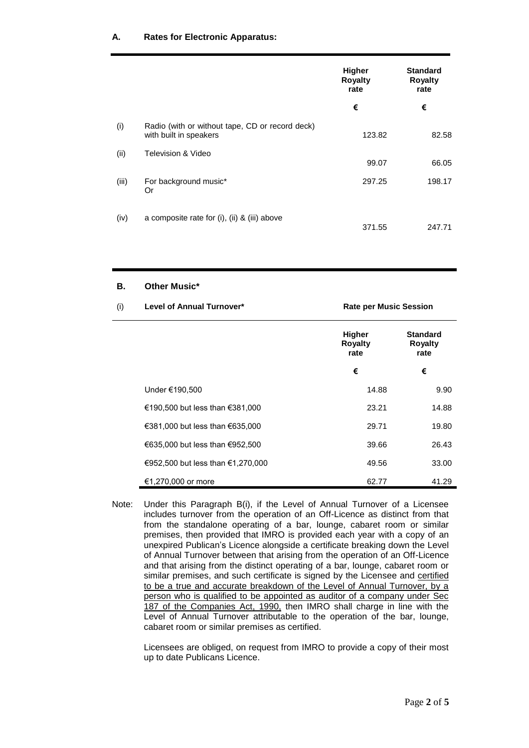### A. Rates for Electronic Apparatus:

| | | Higher Royalty rate | Standard Royalty rate |
|---|---|---|---|
| | | € | € |
| (i) | Radio (with or without tape, CD or record deck) with built in speakers | 123.82 | 82.58 |
| (ii) | Television & Video | 99.07 | 66.05 |
| (iii) | For background music* Or | 297.25 | 198.17 |
| (iv) | a composite rate for (i), (ii) & (iii) above | 371.55 | 247.71 |

### B. Other Music*

| (i) Level of Annual Turnover* | Rate per Music Session | |
|---|---|---|
| | Higher Royalty rate | Standard Royalty rate |
| | € | € |
| Under €190,500 | 14.88 | 9.90 |
| €190,500 but less than €381,000 | 23.21 | 14.88 |
| €381,000 but less than €635,000 | 29.71 | 19.80 |
| €635,000 but less than €952,500 | 39.66 | 26.43 |
| €952,500 but less than €1,270,000 | 49.56 | 33.00 |
| €1,270,000 or more | 62.77 | 41.29 |

Note: Under this Paragraph B(i), if the Level of Annual Turnover of a Licensee includes turnover from the operation of an Off-Licence as distinct from that from the standalone operating of a bar, lounge, cabaret room or similar premises, then provided that IMRO is provided each year with a copy of an unexpired Publican's Licence alongside a certificate breaking down the Level of Annual Turnover between that arising from the operation of an Off-Licence and that arising from the distinct operating of a bar, lounge, cabaret room or similar premises, and such certificate is signed by the Licensee and certified to be a true and accurate breakdown of the Level of Annual Turnover, by a person who is qualified to be appointed as auditor of a company under Sec 187 of the Companies Act, 1990, then IMRO shall charge in line with the Level of Annual Turnover attributable to the operation of the bar, lounge, cabaret room or similar premises as certified.

Licensees are obliged, on request from IMRO to provide a copy of their most up to date Publicans Licence.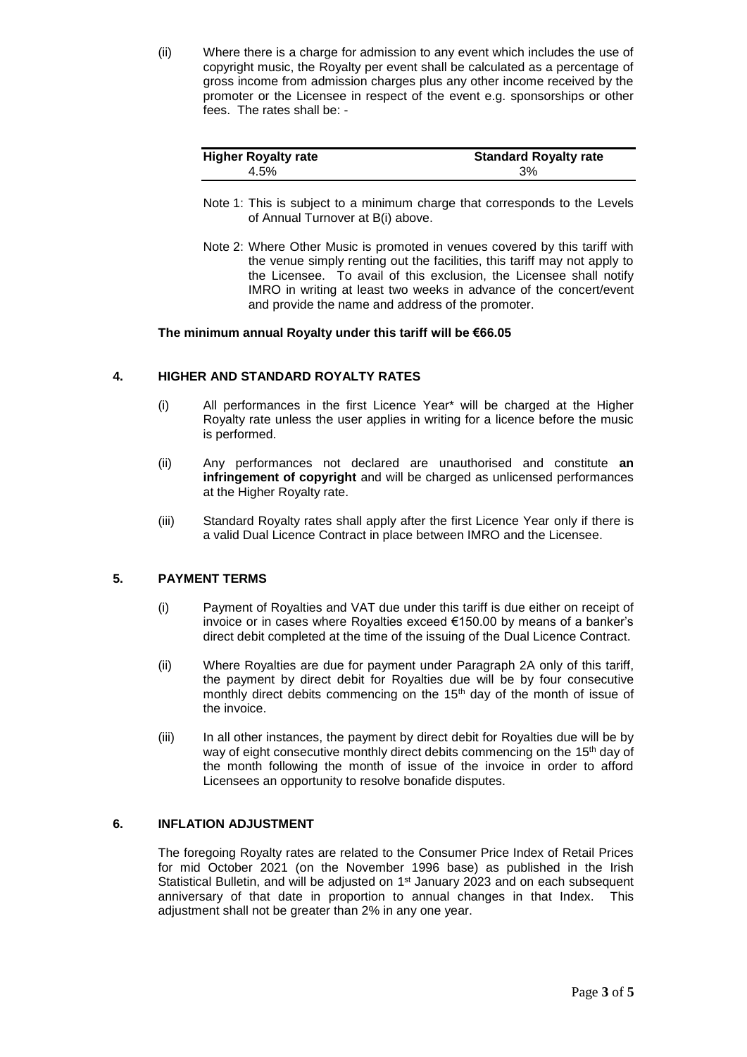(ii) Where there is a charge for admission to any event which includes the use of copyright music, the Royalty per event shall be calculated as a percentage of gross income from admission charges plus any other income received by the promoter or the Licensee in respect of the event e.g. sponsorships or other fees. The rates shall be: -

| Higher Royalty rate | Standard Royalty rate |
|---|---|
| 4.5% | 3% |

Note 1: This is subject to a minimum charge that corresponds to the Levels of Annual Turnover at B(i) above.

Note 2: Where Other Music is promoted in venues covered by this tariff with the venue simply renting out the facilities, this tariff may not apply to the Licensee. To avail of this exclusion, the Licensee shall notify IMRO in writing at least two weeks in advance of the concert/event and provide the name and address of the promoter.

**The minimum annual Royalty under this tariff will be €66.05**

## 4. HIGHER AND STANDARD ROYALTY RATES

(i) All performances in the first Licence Year* will be charged at the Higher Royalty rate unless the user applies in writing for a licence before the music is performed.

(ii) Any performances not declared are unauthorised and constitute **an infringement of copyright** and will be charged as unlicensed performances at the Higher Royalty rate.

(iii) Standard Royalty rates shall apply after the first Licence Year only if there is a valid Dual Licence Contract in place between IMRO and the Licensee.

## 5. PAYMENT TERMS

(i) Payment of Royalties and VAT due under this tariff is due either on receipt of invoice or in cases where Royalties exceed €150.00 by means of a banker's direct debit completed at the time of the issuing of the Dual Licence Contract.

(ii) Where Royalties are due for payment under Paragraph 2A only of this tariff, the payment by direct debit for Royalties due will be by four consecutive monthly direct debits commencing on the 15th day of the month of issue of the invoice.

(iii) In all other instances, the payment by direct debit for Royalties due will be by way of eight consecutive monthly direct debits commencing on the 15th day of the month following the month of issue of the invoice in order to afford Licensees an opportunity to resolve bonafide disputes.

## 6. INFLATION ADJUSTMENT

The foregoing Royalty rates are related to the Consumer Price Index of Retail Prices for mid October 2021 (on the November 1996 base) as published in the Irish Statistical Bulletin, and will be adjusted on 1st January 2023 and on each subsequent anniversary of that date in proportion to annual changes in that Index. This adjustment shall not be greater than 2% in any one year.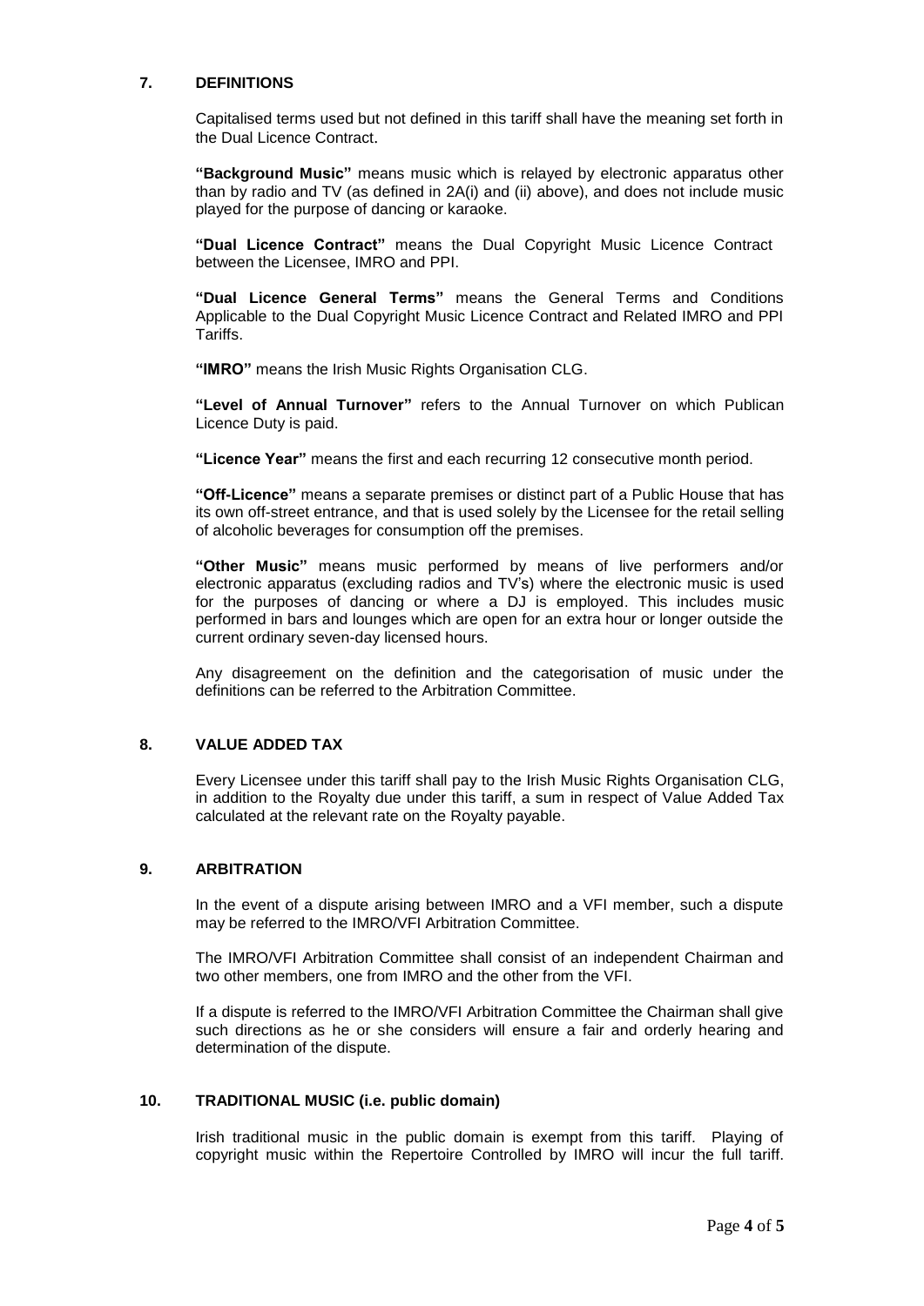## 7. DEFINITIONS

Capitalised terms used but not defined in this tariff shall have the meaning set forth in the Dual Licence Contract.

**"Background Music"** means music which is relayed by electronic apparatus other than by radio and TV (as defined in 2A(i) and (ii) above), and does not include music played for the purpose of dancing or karaoke.

**"Dual Licence Contract"** means the Dual Copyright Music Licence Contract between the Licensee, IMRO and PPI.

**"Dual Licence General Terms"** means the General Terms and Conditions Applicable to the Dual Copyright Music Licence Contract and Related IMRO and PPI Tariffs.

**"IMRO"** means the Irish Music Rights Organisation CLG.

**"Level of Annual Turnover"** refers to the Annual Turnover on which Publican Licence Duty is paid.

**"Licence Year"** means the first and each recurring 12 consecutive month period.

**"Off-Licence"** means a separate premises or distinct part of a Public House that has its own off-street entrance, and that is used solely by the Licensee for the retail selling of alcoholic beverages for consumption off the premises.

**"Other Music"** means music performed by means of live performers and/or electronic apparatus (excluding radios and TV's) where the electronic music is used for the purposes of dancing or where a DJ is employed. This includes music performed in bars and lounges which are open for an extra hour or longer outside the current ordinary seven-day licensed hours.

Any disagreement on the definition and the categorisation of music under the definitions can be referred to the Arbitration Committee.

## 8. VALUE ADDED TAX

Every Licensee under this tariff shall pay to the Irish Music Rights Organisation CLG, in addition to the Royalty due under this tariff, a sum in respect of Value Added Tax calculated at the relevant rate on the Royalty payable.

## 9. ARBITRATION

In the event of a dispute arising between IMRO and a VFI member, such a dispute may be referred to the IMRO/VFI Arbitration Committee.

The IMRO/VFI Arbitration Committee shall consist of an independent Chairman and two other members, one from IMRO and the other from the VFI.

If a dispute is referred to the IMRO/VFI Arbitration Committee the Chairman shall give such directions as he or she considers will ensure a fair and orderly hearing and determination of the dispute.

## 10. TRADITIONAL MUSIC (i.e. public domain)

Irish traditional music in the public domain is exempt from this tariff. Playing of copyright music within the Repertoire Controlled by IMRO will incur the full tariff.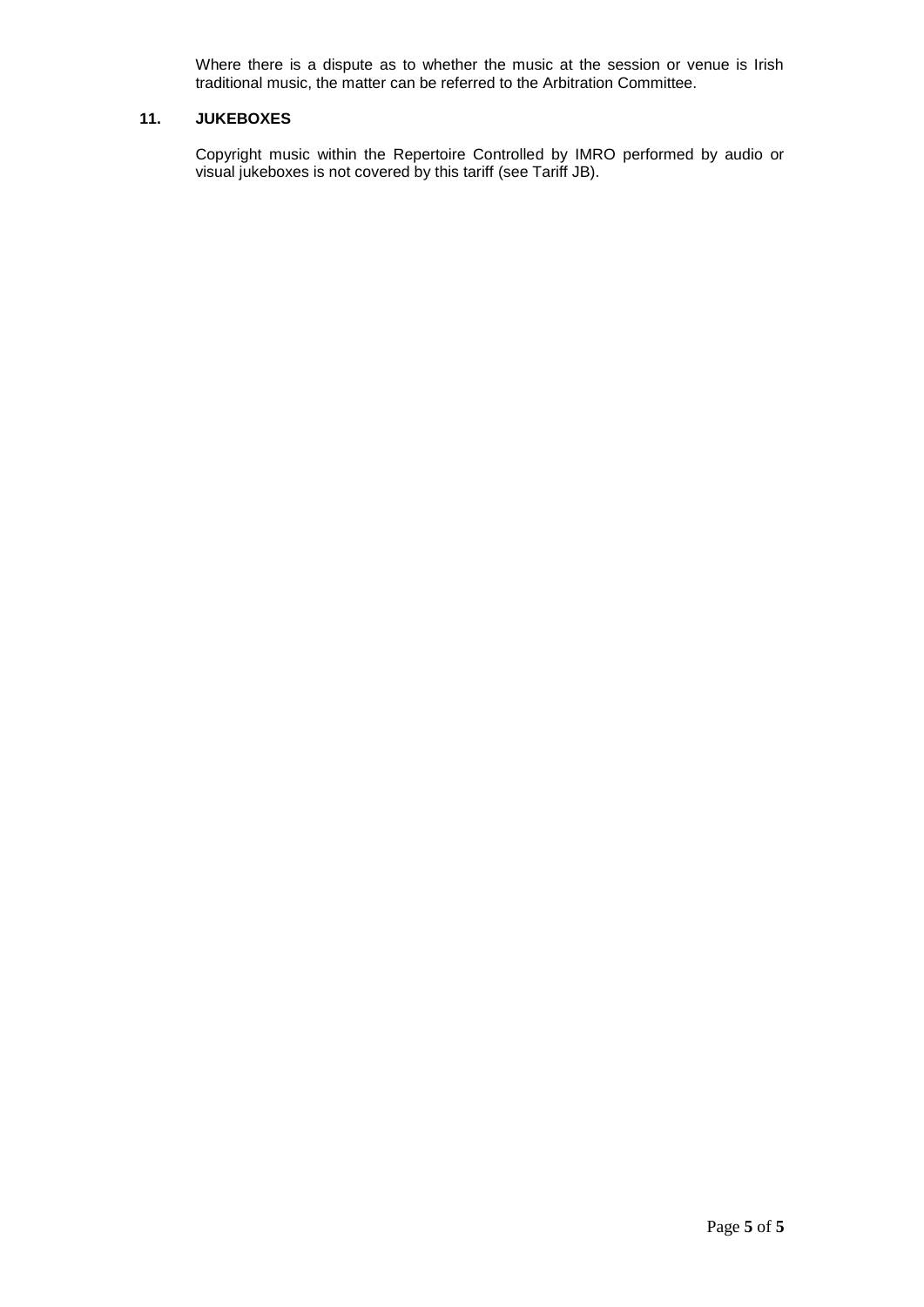Where there is a dispute as to whether the music at the session or venue is Irish traditional music, the matter can be referred to the Arbitration Committee.

## 11. JUKEBOXES

Copyright music within the Repertoire Controlled by IMRO performed by audio or visual jukeboxes is not covered by this tariff (see Tariff JB).